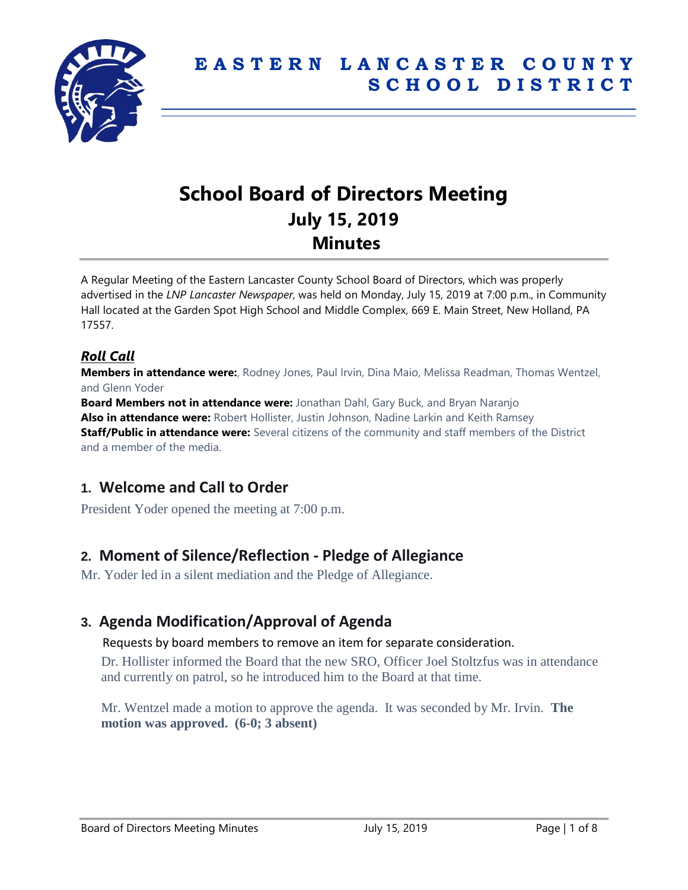# EASTERN LANCASTER COUNTY SCHOOL DISTRICT

# School Board of Directors Meeting
## July 15, 2019
## Minutes

A Regular Meeting of the Eastern Lancaster County School Board of Directors, which was properly advertised in the *LNP Lancaster Newspaper*, was held on Monday, July 15, 2019 at 7:00 p.m., in Community Hall located at the Garden Spot High School and Middle Complex, 669 E. Main Street, New Holland, PA 17557.

### *Roll Call*

**Members in attendance were:**, Rodney Jones, Paul Irvin, Dina Maio, Melissa Readman, Thomas Wentzel, and Glenn Yoder

**Board Members not in attendance were:** Jonathan Dahl, Gary Buck, and Bryan Naranjo

**Also in attendance were:** Robert Hollister, Justin Johnson, Nadine Larkin and Keith Ramsey

**Staff/Public in attendance were:** Several citizens of the community and staff members of the District and a member of the media.

## 1. Welcome and Call to Order

President Yoder opened the meeting at 7:00 p.m.

## 2. Moment of Silence/Reflection - Pledge of Allegiance

Mr. Yoder led in a silent mediation and the Pledge of Allegiance.

## 3. Agenda Modification/Approval of Agenda

Requests by board members to remove an item for separate consideration.

Dr. Hollister informed the Board that the new SRO, Officer Joel Stoltzfus was in attendance and currently on patrol, so he introduced him to the Board at that time.

Mr. Wentzel made a motion to approve the agenda. It was seconded by Mr. Irvin. **The motion was approved. (6-0; 3 absent)**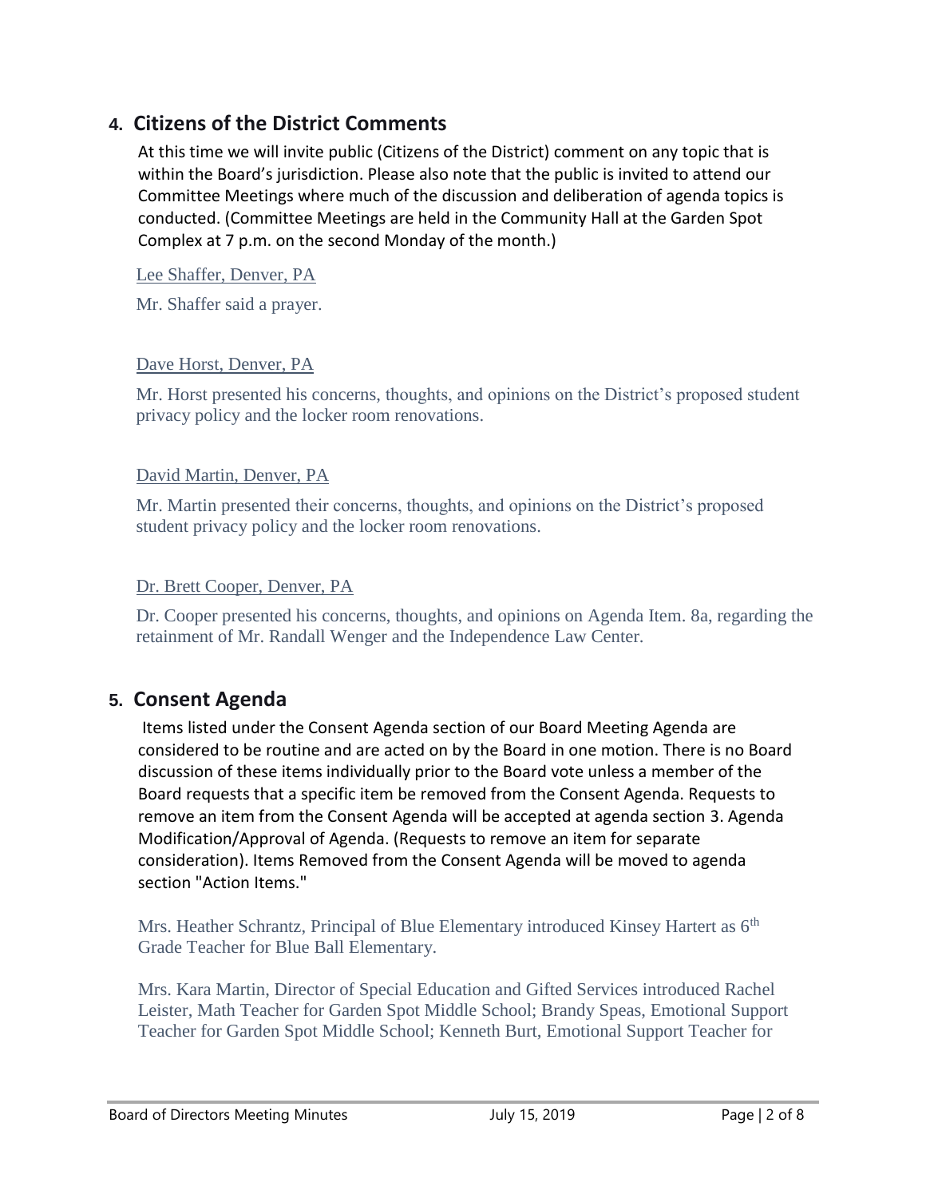## 4. Citizens of the District Comments

At this time we will invite public (Citizens of the District) comment on any topic that is within the Board's jurisdiction. Please also note that the public is invited to attend our Committee Meetings where much of the discussion and deliberation of agenda topics is conducted. (Committee Meetings are held in the Community Hall at the Garden Spot Complex at 7 p.m. on the second Monday of the month.)

Lee Shaffer, Denver, PA

Mr. Shaffer said a prayer.

Dave Horst, Denver, PA

Mr. Horst presented his concerns, thoughts, and opinions on the District's proposed student privacy policy and the locker room renovations.

David Martin, Denver, PA

Mr. Martin presented their concerns, thoughts, and opinions on the District's proposed student privacy policy and the locker room renovations.

Dr. Brett Cooper, Denver, PA

Dr. Cooper presented his concerns, thoughts, and opinions on Agenda Item. 8a, regarding the retainment of Mr. Randall Wenger and the Independence Law Center.

## 5. Consent Agenda

Items listed under the Consent Agenda section of our Board Meeting Agenda are considered to be routine and are acted on by the Board in one motion. There is no Board discussion of these items individually prior to the Board vote unless a member of the Board requests that a specific item be removed from the Consent Agenda. Requests to remove an item from the Consent Agenda will be accepted at agenda section 3. Agenda Modification/Approval of Agenda. (Requests to remove an item for separate consideration). Items Removed from the Consent Agenda will be moved to agenda section "Action Items."

Mrs. Heather Schrantz, Principal of Blue Elementary introduced Kinsey Hartert as 6th Grade Teacher for Blue Ball Elementary.

Mrs. Kara Martin, Director of Special Education and Gifted Services introduced Rachel Leister, Math Teacher for Garden Spot Middle School; Brandy Speas, Emotional Support Teacher for Garden Spot Middle School; Kenneth Burt, Emotional Support Teacher for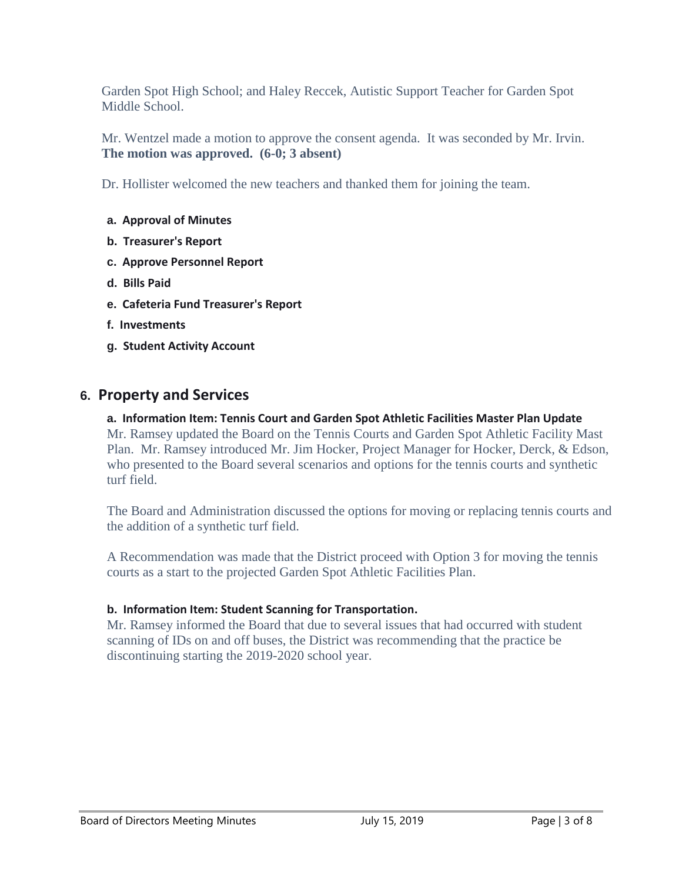Garden Spot High School; and Haley Reccek, Autistic Support Teacher for Garden Spot Middle School.

Mr. Wentzel made a motion to approve the consent agenda. It was seconded by Mr. Irvin. **The motion was approved. (6-0; 3 absent)**

Dr. Hollister welcomed the new teachers and thanked them for joining the team.

- **a. Approval of Minutes**
- **b. Treasurer's Report**
- **c. Approve Personnel Report**
- **d. Bills Paid**
- **e. Cafeteria Fund Treasurer's Report**
- **f. Investments**
- **g. Student Activity Account**

## 6. Property and Services

**a. Information Item: Tennis Court and Garden Spot Athletic Facilities Master Plan Update**

Mr. Ramsey updated the Board on the Tennis Courts and Garden Spot Athletic Facility Mast Plan. Mr. Ramsey introduced Mr. Jim Hocker, Project Manager for Hocker, Derck, & Edson, who presented to the Board several scenarios and options for the tennis courts and synthetic turf field.

The Board and Administration discussed the options for moving or replacing tennis courts and the addition of a synthetic turf field.

A Recommendation was made that the District proceed with Option 3 for moving the tennis courts as a start to the projected Garden Spot Athletic Facilities Plan.

**b. Information Item: Student Scanning for Transportation.**

Mr. Ramsey informed the Board that due to several issues that had occurred with student scanning of IDs on and off buses, the District was recommending that the practice be discontinuing starting the 2019-2020 school year.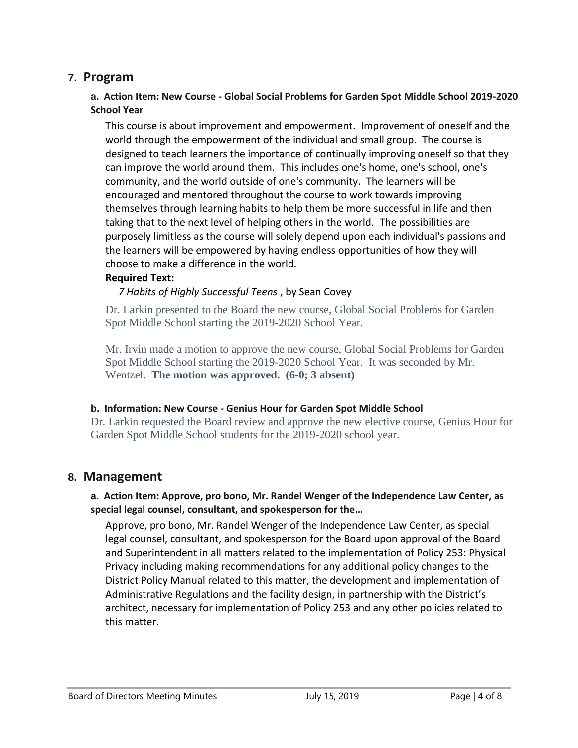## 7. Program

### a. Action Item: New Course - Global Social Problems for Garden Spot Middle School 2019-2020 School Year

This course is about improvement and empowerment. Improvement of oneself and the world through the empowerment of the individual and small group. The course is designed to teach learners the importance of continually improving oneself so that they can improve the world around them. This includes one's home, one's school, one's community, and the world outside of one's community. The learners will be encouraged and mentored throughout the course to work towards improving themselves through learning habits to help them be more successful in life and then taking that to the next level of helping others in the world. The possibilities are purposely limitless as the course will solely depend upon each individual's passions and the learners will be empowered by having endless opportunities of how they will choose to make a difference in the world.

**Required Text:**

*7 Habits of Highly Successful Teens* , by Sean Covey

Dr. Larkin presented to the Board the new course, Global Social Problems for Garden Spot Middle School starting the 2019-2020 School Year.

Mr. Irvin made a motion to approve the new course, Global Social Problems for Garden Spot Middle School starting the 2019-2020 School Year. It was seconded by Mr. Wentzel. **The motion was approved. (6-0; 3 absent)**

### b. Information: New Course - Genius Hour for Garden Spot Middle School

Dr. Larkin requested the Board review and approve the new elective course, Genius Hour for Garden Spot Middle School students for the 2019-2020 school year.

## 8. Management

### a. Action Item: Approve, pro bono, Mr. Randel Wenger of the Independence Law Center, as special legal counsel, consultant, and spokesperson for the…

Approve, pro bono, Mr. Randel Wenger of the Independence Law Center, as special legal counsel, consultant, and spokesperson for the Board upon approval of the Board and Superintendent in all matters related to the implementation of Policy 253: Physical Privacy including making recommendations for any additional policy changes to the District Policy Manual related to this matter, the development and implementation of Administrative Regulations and the facility design, in partnership with the District's architect, necessary for implementation of Policy 253 and any other policies related to this matter.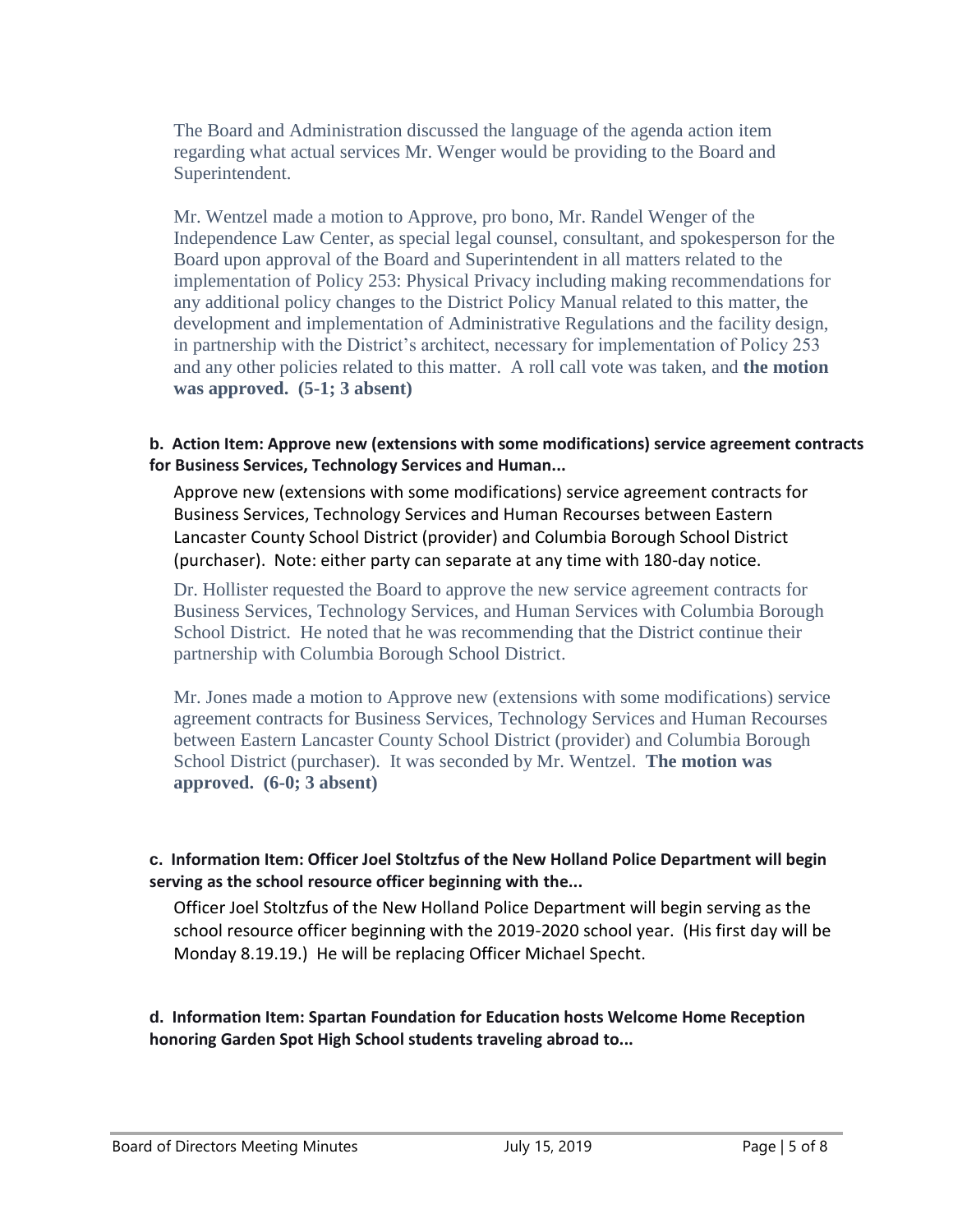The Board and Administration discussed the language of the agenda action item regarding what actual services Mr. Wenger would be providing to the Board and Superintendent.

Mr. Wentzel made a motion to Approve, pro bono, Mr. Randel Wenger of the Independence Law Center, as special legal counsel, consultant, and spokesperson for the Board upon approval of the Board and Superintendent in all matters related to the implementation of Policy 253: Physical Privacy including making recommendations for any additional policy changes to the District Policy Manual related to this matter, the development and implementation of Administrative Regulations and the facility design, in partnership with the District's architect, necessary for implementation of Policy 253 and any other policies related to this matter. A roll call vote was taken, and **the motion was approved. (5-1; 3 absent)**

**b. Action Item: Approve new (extensions with some modifications) service agreement contracts for Business Services, Technology Services and Human...**

Approve new (extensions with some modifications) service agreement contracts for Business Services, Technology Services and Human Recourses between Eastern Lancaster County School District (provider) and Columbia Borough School District (purchaser). Note: either party can separate at any time with 180-day notice.

Dr. Hollister requested the Board to approve the new service agreement contracts for Business Services, Technology Services, and Human Services with Columbia Borough School District. He noted that he was recommending that the District continue their partnership with Columbia Borough School District.

Mr. Jones made a motion to Approve new (extensions with some modifications) service agreement contracts for Business Services, Technology Services and Human Recourses between Eastern Lancaster County School District (provider) and Columbia Borough School District (purchaser). It was seconded by Mr. Wentzel. **The motion was approved. (6-0; 3 absent)**

**c. Information Item: Officer Joel Stoltzfus of the New Holland Police Department will begin serving as the school resource officer beginning with the...**

Officer Joel Stoltzfus of the New Holland Police Department will begin serving as the school resource officer beginning with the 2019-2020 school year. (His first day will be Monday 8.19.19.) He will be replacing Officer Michael Specht.

**d. Information Item: Spartan Foundation for Education hosts Welcome Home Reception honoring Garden Spot High School students traveling abroad to...**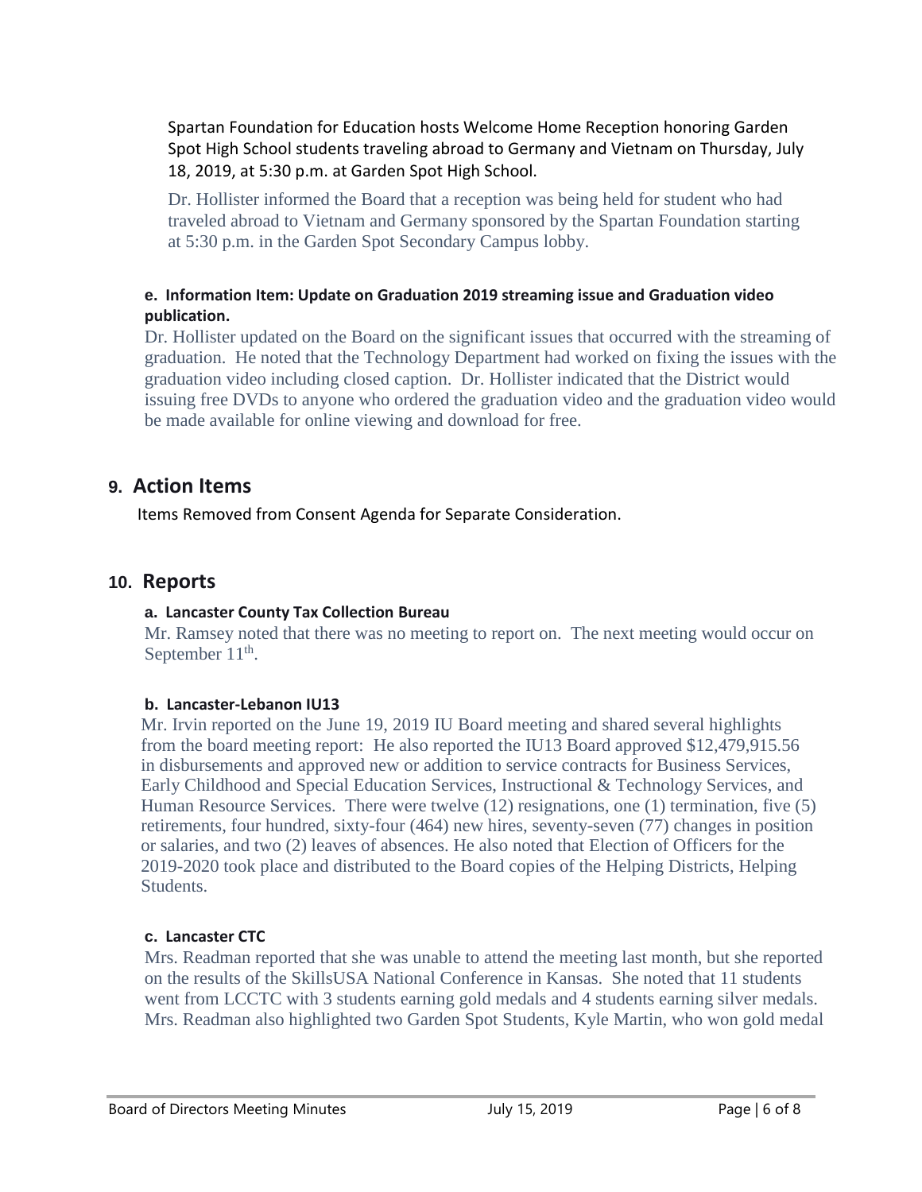Spartan Foundation for Education hosts Welcome Home Reception honoring Garden Spot High School students traveling abroad to Germany and Vietnam on Thursday, July 18, 2019, at 5:30 p.m. at Garden Spot High School.

Dr. Hollister informed the Board that a reception was being held for student who had traveled abroad to Vietnam and Germany sponsored by the Spartan Foundation starting at 5:30 p.m. in the Garden Spot Secondary Campus lobby.

**e. Information Item: Update on Graduation 2019 streaming issue and Graduation video publication.**

Dr. Hollister updated on the Board on the significant issues that occurred with the streaming of graduation. He noted that the Technology Department had worked on fixing the issues with the graduation video including closed caption. Dr. Hollister indicated that the District would issuing free DVDs to anyone who ordered the graduation video and the graduation video would be made available for online viewing and download for free.

## 9. Action Items

Items Removed from Consent Agenda for Separate Consideration.

## 10. Reports

**a. Lancaster County Tax Collection Bureau**

Mr. Ramsey noted that there was no meeting to report on. The next meeting would occur on September 11th.

**b. Lancaster-Lebanon IU13**

Mr. Irvin reported on the June 19, 2019 IU Board meeting and shared several highlights from the board meeting report: He also reported the IU13 Board approved $12,479,915.56 in disbursements and approved new or addition to service contracts for Business Services, Early Childhood and Special Education Services, Instructional & Technology Services, and Human Resource Services. There were twelve (12) resignations, one (1) termination, five (5) retirements, four hundred, sixty-four (464) new hires, seventy-seven (77) changes in position or salaries, and two (2) leaves of absences. He also noted that Election of Officers for the 2019-2020 took place and distributed to the Board copies of the Helping Districts, Helping Students.

**c. Lancaster CTC**

Mrs. Readman reported that she was unable to attend the meeting last month, but she reported on the results of the SkillsUSA National Conference in Kansas. She noted that 11 students went from LCCTC with 3 students earning gold medals and 4 students earning silver medals. Mrs. Readman also highlighted two Garden Spot Students, Kyle Martin, who won gold medal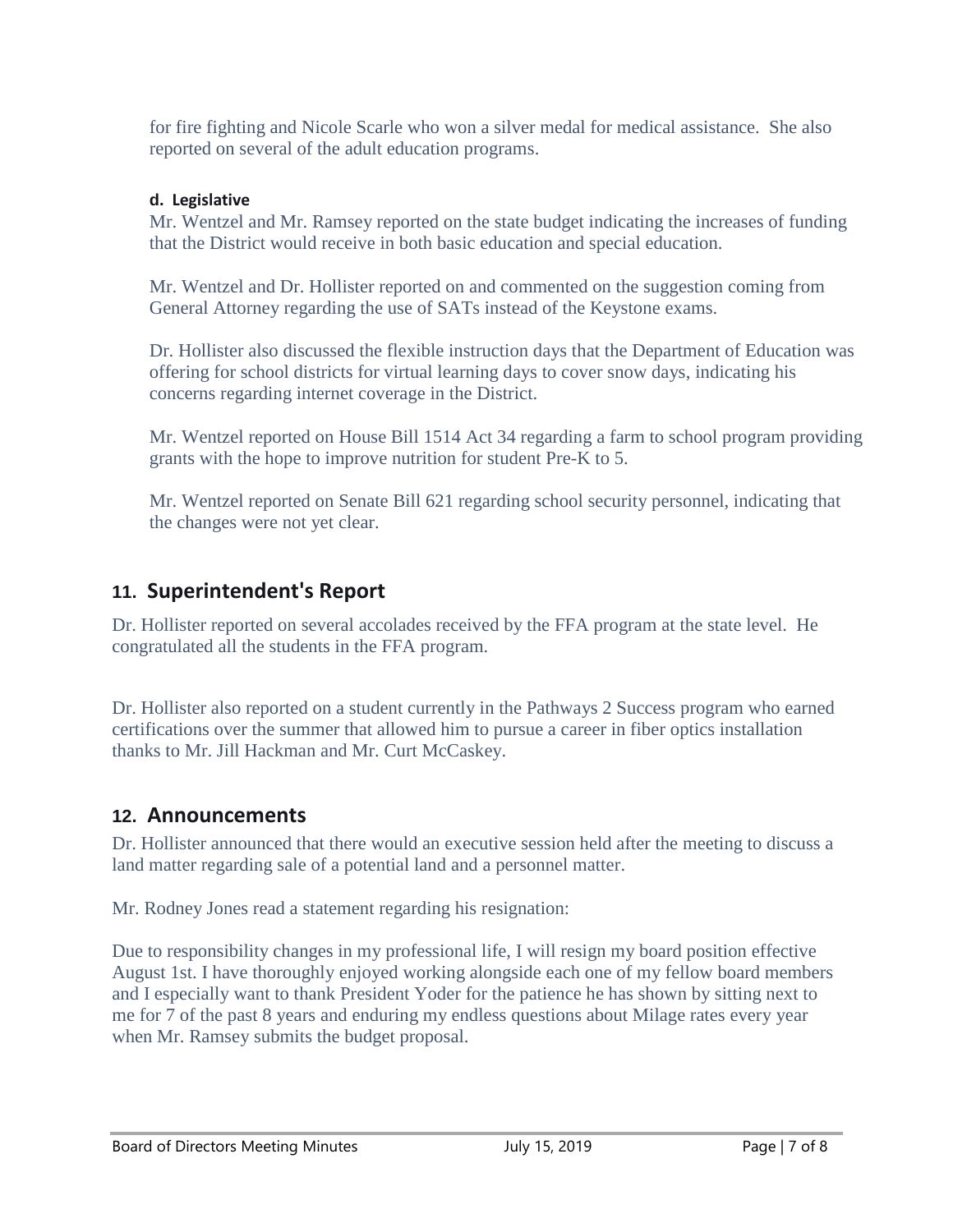for fire fighting and Nicole Scarle who won a silver medal for medical assistance. She also reported on several of the adult education programs.

**d. Legislative**

Mr. Wentzel and Mr. Ramsey reported on the state budget indicating the increases of funding that the District would receive in both basic education and special education.

Mr. Wentzel and Dr. Hollister reported on and commented on the suggestion coming from General Attorney regarding the use of SATs instead of the Keystone exams.

Dr. Hollister also discussed the flexible instruction days that the Department of Education was offering for school districts for virtual learning days to cover snow days, indicating his concerns regarding internet coverage in the District.

Mr. Wentzel reported on House Bill 1514 Act 34 regarding a farm to school program providing grants with the hope to improve nutrition for student Pre-K to 5.

Mr. Wentzel reported on Senate Bill 621 regarding school security personnel, indicating that the changes were not yet clear.

## 11. Superintendent's Report

Dr. Hollister reported on several accolades received by the FFA program at the state level. He congratulated all the students in the FFA program.

Dr. Hollister also reported on a student currently in the Pathways 2 Success program who earned certifications over the summer that allowed him to pursue a career in fiber optics installation thanks to Mr. Jill Hackman and Mr. Curt McCaskey.

## 12. Announcements

Dr. Hollister announced that there would an executive session held after the meeting to discuss a land matter regarding sale of a potential land and a personnel matter.

Mr. Rodney Jones read a statement regarding his resignation:

Due to responsibility changes in my professional life, I will resign my board position effective August 1st. I have thoroughly enjoyed working alongside each one of my fellow board members and I especially want to thank President Yoder for the patience he has shown by sitting next to me for 7 of the past 8 years and enduring my endless questions about Milage rates every year when Mr. Ramsey submits the budget proposal.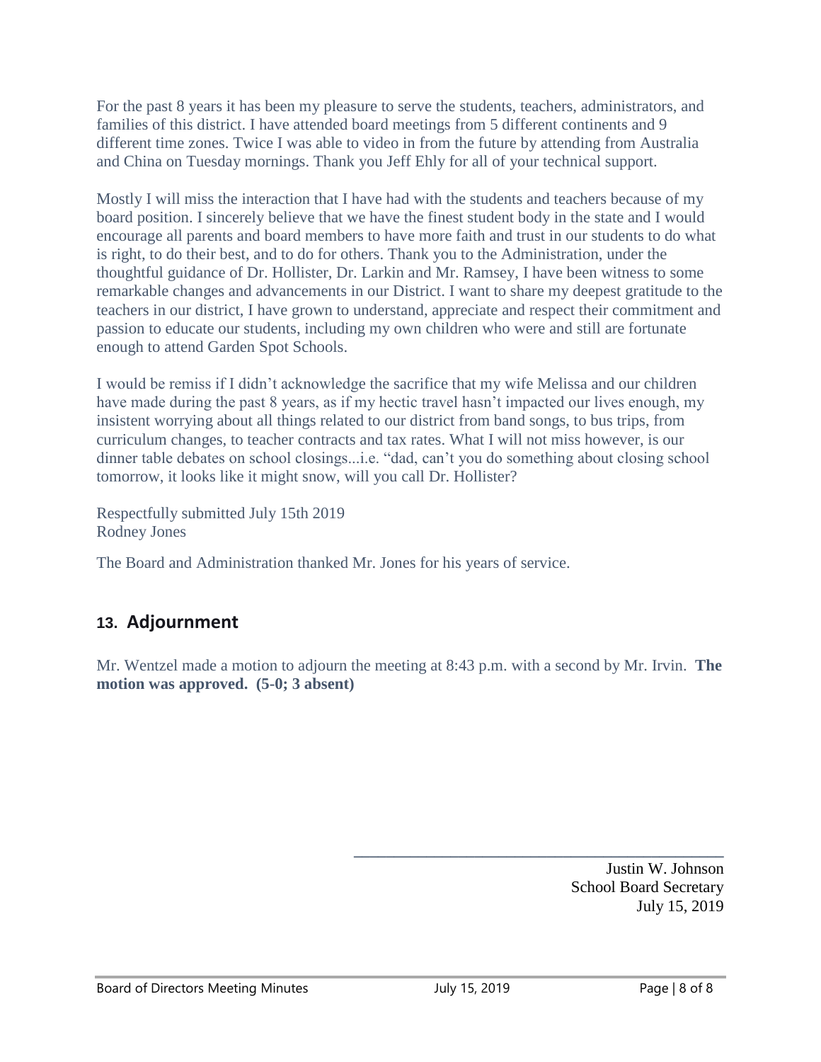For the past 8 years it has been my pleasure to serve the students, teachers, administrators, and families of this district. I have attended board meetings from 5 different continents and 9 different time zones. Twice I was able to video in from the future by attending from Australia and China on Tuesday mornings. Thank you Jeff Ehly for all of your technical support.

Mostly I will miss the interaction that I have had with the students and teachers because of my board position. I sincerely believe that we have the finest student body in the state and I would encourage all parents and board members to have more faith and trust in our students to do what is right, to do their best, and to do for others. Thank you to the Administration, under the thoughtful guidance of Dr. Hollister, Dr. Larkin and Mr. Ramsey, I have been witness to some remarkable changes and advancements in our District. I want to share my deepest gratitude to the teachers in our district, I have grown to understand, appreciate and respect their commitment and passion to educate our students, including my own children who were and still are fortunate enough to attend Garden Spot Schools.

I would be remiss if I didn't acknowledge the sacrifice that my wife Melissa and our children have made during the past 8 years, as if my hectic travel hasn't impacted our lives enough, my insistent worrying about all things related to our district from band songs, to bus trips, from curriculum changes, to teacher contracts and tax rates. What I will not miss however, is our dinner table debates on school closings...i.e. "dad, can't you do something about closing school tomorrow, it looks like it might snow, will you call Dr. Hollister?

Respectfully submitted July 15th 2019
Rodney Jones

The Board and Administration thanked Mr. Jones for his years of service.

## 13. Adjournment

Mr. Wentzel made a motion to adjourn the meeting at 8:43 p.m. with a second by Mr. Irvin. **The motion was approved. (5-0; 3 absent)**

\_\_\_\_\_\_\_\_\_\_\_\_\_\_\_\_\_\_\_\_\_\_\_\_\_\_\_\_\_\_\_\_\_\_\_\_\_\_\_\_

Justin W. Johnson
School Board Secretary
July 15, 2019